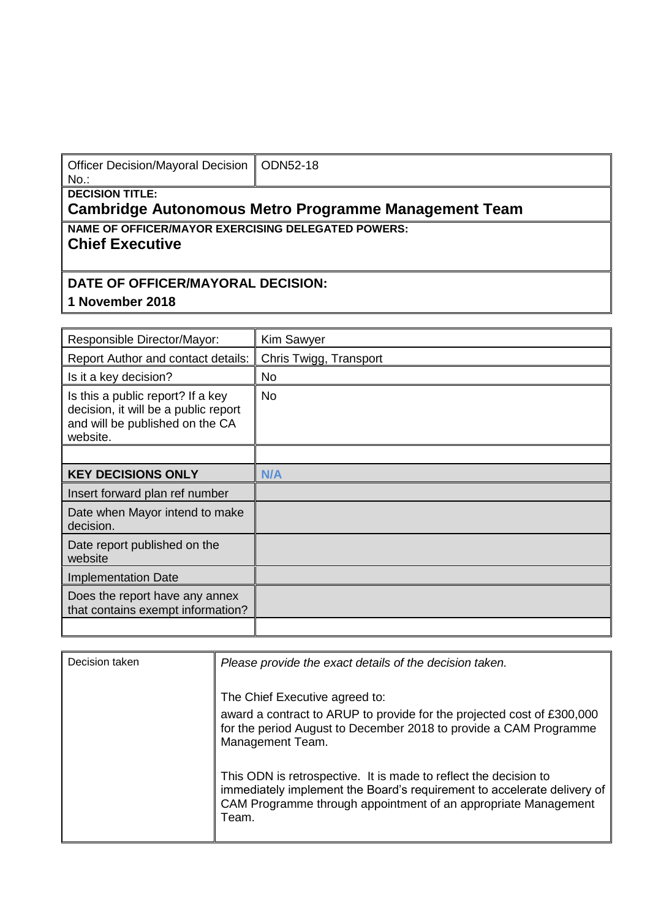| Officer Decision/Mayoral Decision No.: | ODN52-18 |
|---|---|
| **DECISION TITLE:** **Cambridge Autonomous Metro Programme Management Team** | |
| **NAME OF OFFICER/MAYOR EXERCISING DELEGATED POWERS:** **Chief Executive** | |
| **DATE OF OFFICER/MAYORAL DECISION:** **1 November 2018** | |

| Responsible Director/Mayor: | Kim Sawyer |
|---|---|
| Report Author and contact details: | Chris Twigg, Transport |
| Is it a key decision? | No |
| Is this a public report? If a key decision, it will be a public report and will be published on the CA website. | No |
| | |
| **KEY DECISIONS ONLY** | **N/A** |
| Insert forward plan ref number | |
| Date when Mayor intend to make decision. | |
| Date report published on the website | |
| Implementation Date | |
| Does the report have any annex that contains exempt information? | |
| | |

| Decision taken | *Please provide the exact details of the decision taken.*<br><br>The Chief Executive agreed to:<br>award a contract to ARUP to provide for the projected cost of £300,000 for the period August to December 2018 to provide a CAM Programme Management Team.<br><br>This ODN is retrospective. It is made to reflect the decision to immediately implement the Board's requirement to accelerate delivery of CAM Programme through appointment of an appropriate Management Team. |
|---|---|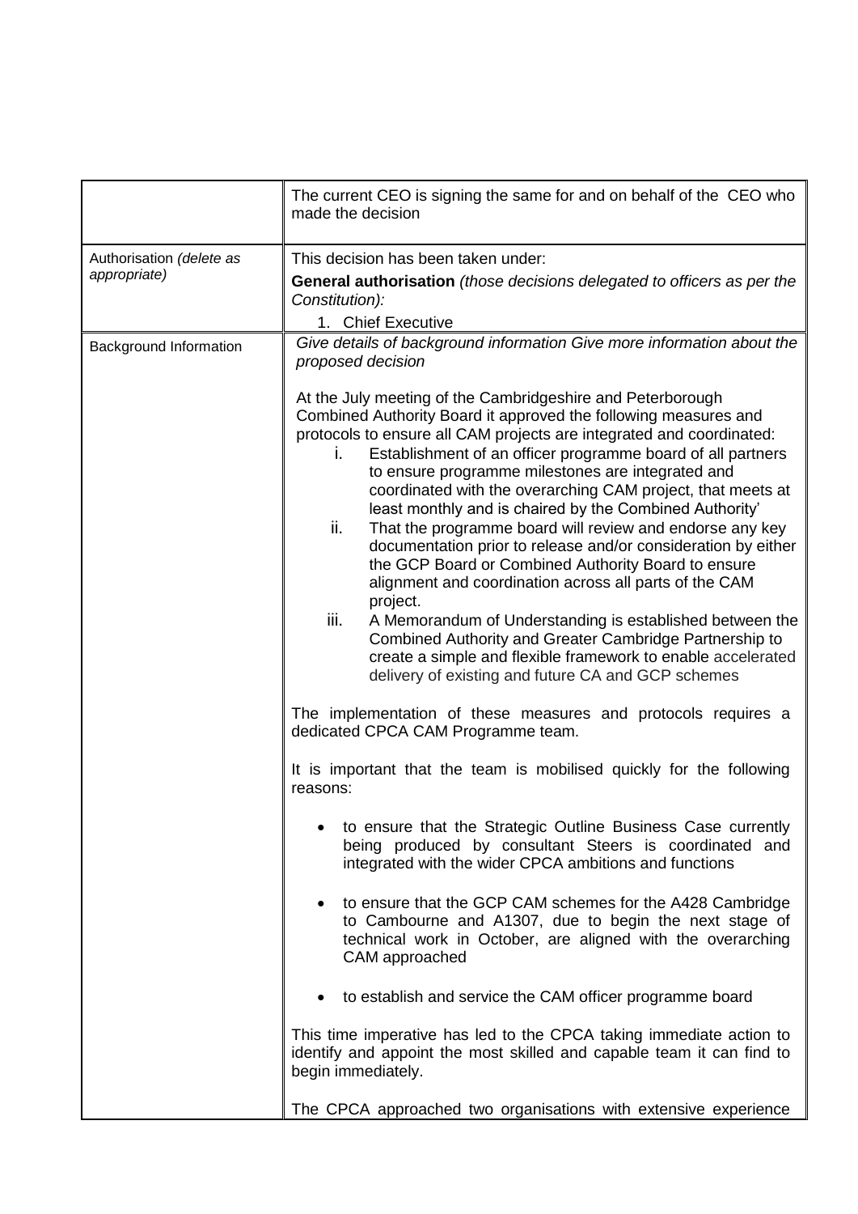| | |
|---|---|
| | The current CEO is signing the same for and on behalf of the CEO who made the decision |
| Authorisation *(delete as appropriate)* | This decision has been taken under:<br>**General authorisation** *(those decisions delegated to officers as per the Constitution):*<br>1. Chief Executive |
| Background Information | *Give details of background information Give more information about the proposed decision*<br><br>At the July meeting of the Cambridgeshire and Peterborough Combined Authority Board it approved the following measures and protocols to ensure all CAM projects are integrated and coordinated:<br>i. Establishment of an officer programme board of all partners to ensure programme milestones are integrated and coordinated with the overarching CAM project, that meets at least monthly and is chaired by the Combined Authority'<br>ii. That the programme board will review and endorse any key documentation prior to release and/or consideration by either the GCP Board or Combined Authority Board to ensure alignment and coordination across all parts of the CAM project.<br>iii. A Memorandum of Understanding is established between the Combined Authority and Greater Cambridge Partnership to create a simple and flexible framework to enable accelerated delivery of existing and future CA and GCP schemes<br><br>The implementation of these measures and protocols requires a dedicated CPCA CAM Programme team.<br><br>It is important that the team is mobilised quickly for the following reasons:<br><br>• to ensure that the Strategic Outline Business Case currently being produced by consultant Steers is coordinated and integrated with the wider CPCA ambitions and functions<br><br>• to ensure that the GCP CAM schemes for the A428 Cambridge to Cambourne and A1307, due to begin the next stage of technical work in October, are aligned with the overarching CAM approached<br><br>• to establish and service the CAM officer programme board<br><br>This time imperative has led to the CPCA taking immediate action to identify and appoint the most skilled and capable team it can find to begin immediately.<br><br>The CPCA approached two organisations with extensive experience |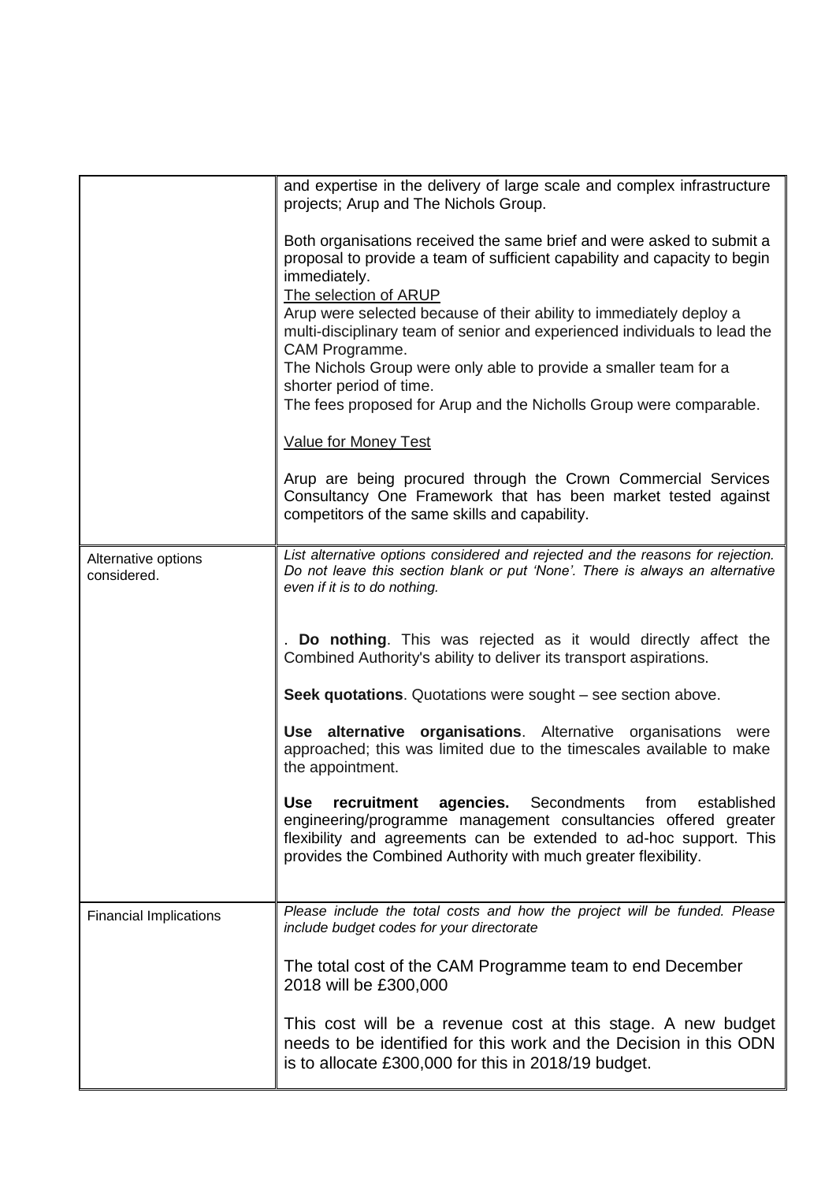| | |
|---|---|
| | and expertise in the delivery of large scale and complex infrastructure projects; Arup and The Nichols Group.<br><br>Both organisations received the same brief and were asked to submit a proposal to provide a team of sufficient capability and capacity to begin immediately.<br><u>The selection of ARUP</u><br>Arup were selected because of their ability to immediately deploy a multi-disciplinary team of senior and experienced individuals to lead the CAM Programme.<br>The Nichols Group were only able to provide a smaller team for a shorter period of time.<br>The fees proposed for Arup and the Nicholls Group were comparable.<br><br><u>Value for Money Test</u><br><br>Arup are being procured through the Crown Commercial Services Consultancy One Framework that has been market tested against competitors of the same skills and capability. |
| Alternative options considered. | *List alternative options considered and rejected and the reasons for rejection. Do not leave this section blank or put 'None'. There is always an alternative even if it is to do nothing.*<br><br>. **Do nothing**. This was rejected as it would directly affect the Combined Authority's ability to deliver its transport aspirations.<br><br>**Seek quotations**. Quotations were sought – see section above.<br><br>**Use alternative organisations**. Alternative organisations were approached; this was limited due to the timescales available to make the appointment.<br><br>**Use recruitment agencies.** Secondments from established engineering/programme management consultancies offered greater flexibility and agreements can be extended to ad-hoc support. This provides the Combined Authority with much greater flexibility. |
| Financial Implications | *Please include the total costs and how the project will be funded. Please include budget codes for your directorate*<br><br>The total cost of the CAM Programme team to end December 2018 will be £300,000<br><br>This cost will be a revenue cost at this stage. A new budget needs to be identified for this work and the Decision in this ODN is to allocate £300,000 for this in 2018/19 budget. |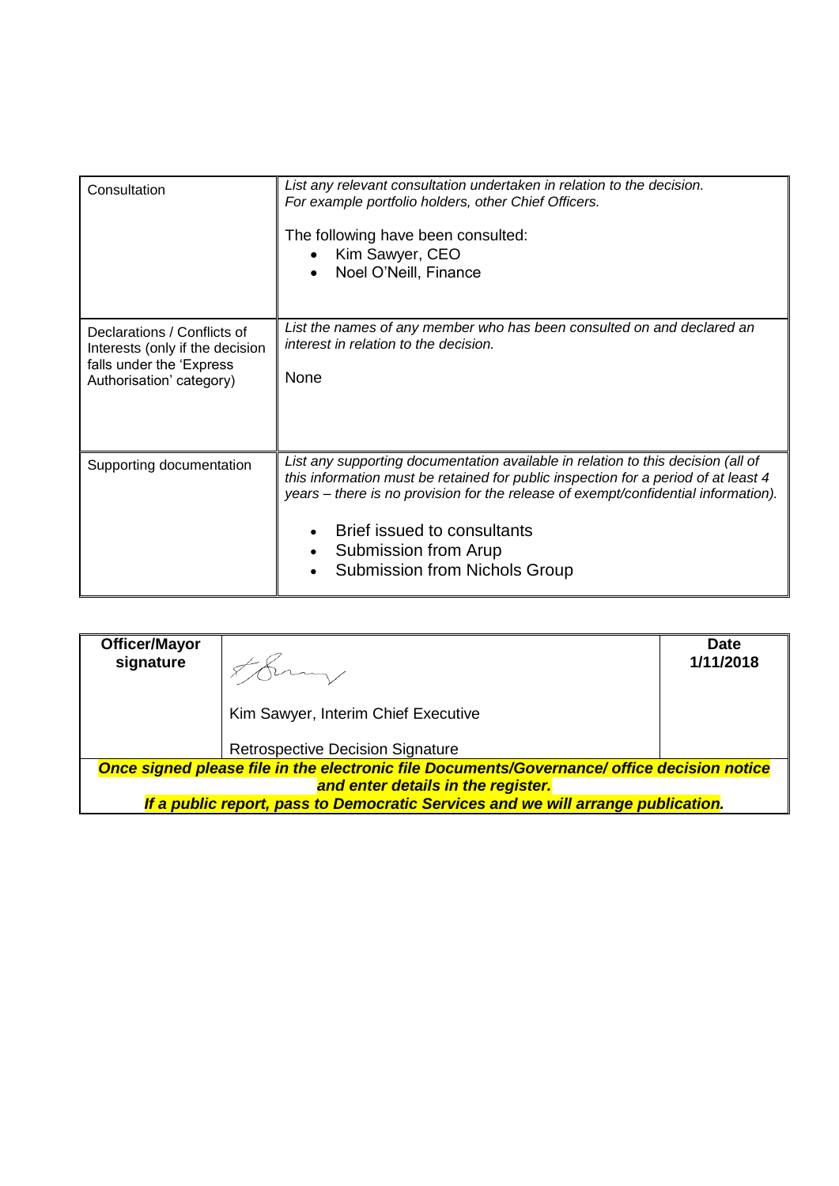| | |
|---|---|
| Consultation | *List any relevant consultation undertaken in relation to the decision. For example portfolio holders, other Chief Officers.*<br><br>The following have been consulted:<br>• Kim Sawyer, CEO<br>• Noel O'Neill, Finance |
| Declarations / Conflicts of Interests (only if the decision falls under the 'Express Authorisation' category) | *List the names of any member who has been consulted on and declared an interest in relation to the decision.*<br><br>None |
| Supporting documentation | *List any supporting documentation available in relation to this decision (all of this information must be retained for public inspection for a period of at least 4 years – there is no provision for the release of exempt/confidential information).*<br><br>• Brief issued to consultants<br>• Submission from Arup<br>• Submission from Nichols Group |

| **Officer/Mayor signature** | | **Date 1/11/2018** |
|---|---|---|
| | Kim Sawyer, Interim Chief Executive<br><br>Retrospective Decision Signature | |
| ***Once signed please file in the electronic file Documents/Governance/ office decision notice and enter details in the register.*** | | |
| ***If a public report, pass to Democratic Services and we will arrange publication.*** | | |